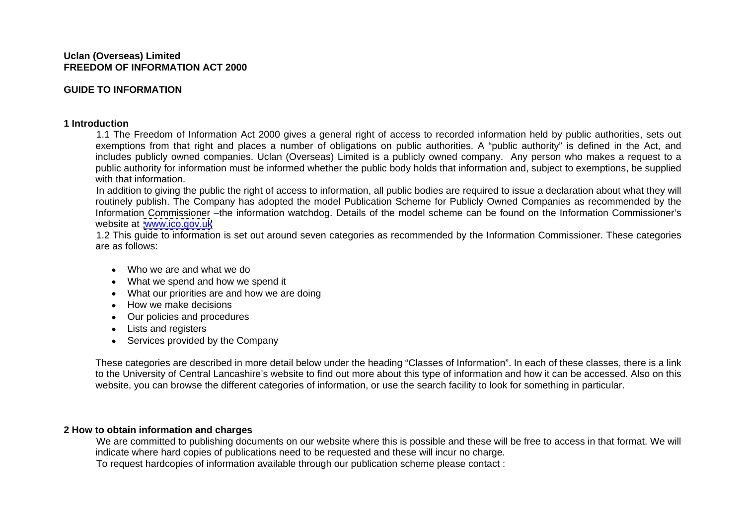**Uclan (Overseas) Limited**
**FREEDOM OF INFORMATION ACT 2000**

**GUIDE TO INFORMATION**

## 1 Introduction

1.1 The Freedom of Information Act 2000 gives a general right of access to recorded information held by public authorities, sets out exemptions from that right and places a number of obligations on public authorities. A "public authority" is defined in the Act, and includes publicly owned companies. Uclan (Overseas) Limited is a publicly owned company. Any person who makes a request to a public authority for information must be informed whether the public body holds that information and, subject to exemptions, be supplied with that information.

In addition to giving the public the right of access to information, all public bodies are required to issue a declaration about what they will routinely publish. The Company has adopted the model Publication Scheme for Publicly Owned Companies as recommended by the Information Commissioner –the information watchdog. Details of the model scheme can be found on the Information Commissioner's website at [www.ico.gov.uk](http://www.ico.gov.uk)

1.2 This guide to information is set out around seven categories as recommended by the Information Commissioner. These categories are as follows:

- Who we are and what we do
- What we spend and how we spend it
- What our priorities are and how we are doing
- How we make decisions
- Our policies and procedures
- Lists and registers
- Services provided by the Company

These categories are described in more detail below under the heading "Classes of Information". In each of these classes, there is a link to the University of Central Lancashire's website to find out more about this type of information and how it can be accessed. Also on this website, you can browse the different categories of information, or use the search facility to look for something in particular.

## 2 How to obtain information and charges

We are committed to publishing documents on our website where this is possible and these will be free to access in that format. We will indicate where hard copies of publications need to be requested and these will incur no charge.

To request hardcopies of information available through our publication scheme please contact :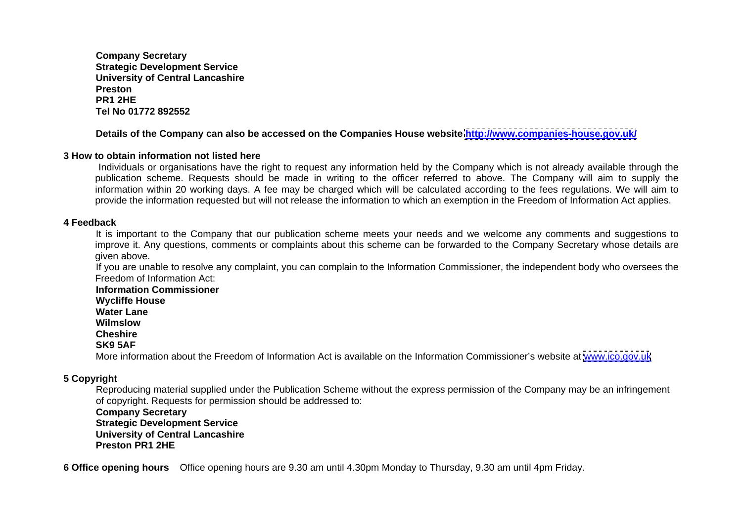**Company Secretary**
**Strategic Development Service**
**University of Central Lancashire**
**Preston**
**PR1 2HE**
**Tel No 01772 892552**

**Details of the Company can also be accessed on the Companies House website http://www.companies-house.gov.uk/**

## 3 How to obtain information not listed here

Individuals or organisations have the right to request any information held by the Company which is not already available through the publication scheme. Requests should be made in writing to the officer referred to above. The Company will aim to supply the information within 20 working days. A fee may be charged which will be calculated according to the fees regulations. We will aim to provide the information requested but will not release the information to which an exemption in the Freedom of Information Act applies.

## 4 Feedback

It is important to the Company that our publication scheme meets your needs and we welcome any comments and suggestions to improve it. Any questions, comments or complaints about this scheme can be forwarded to the Company Secretary whose details are given above.

If you are unable to resolve any complaint, you can complain to the Information Commissioner, the independent body who oversees the Freedom of Information Act:

**Information Commissioner**
**Wycliffe House**
**Water Lane**
**Wilmslow**
**Cheshire**
**SK9 5AF**

More information about the Freedom of Information Act is available on the Information Commissioner's website at www.ico.gov.uk

## 5 Copyright

Reproducing material supplied under the Publication Scheme without the express permission of the Company may be an infringement of copyright. Requests for permission should be addressed to:

**Company Secretary**
**Strategic Development Service**
**University of Central Lancashire**
**Preston PR1 2HE**

**6 Office opening hours** Office opening hours are 9.30 am until 4.30pm Monday to Thursday, 9.30 am until 4pm Friday.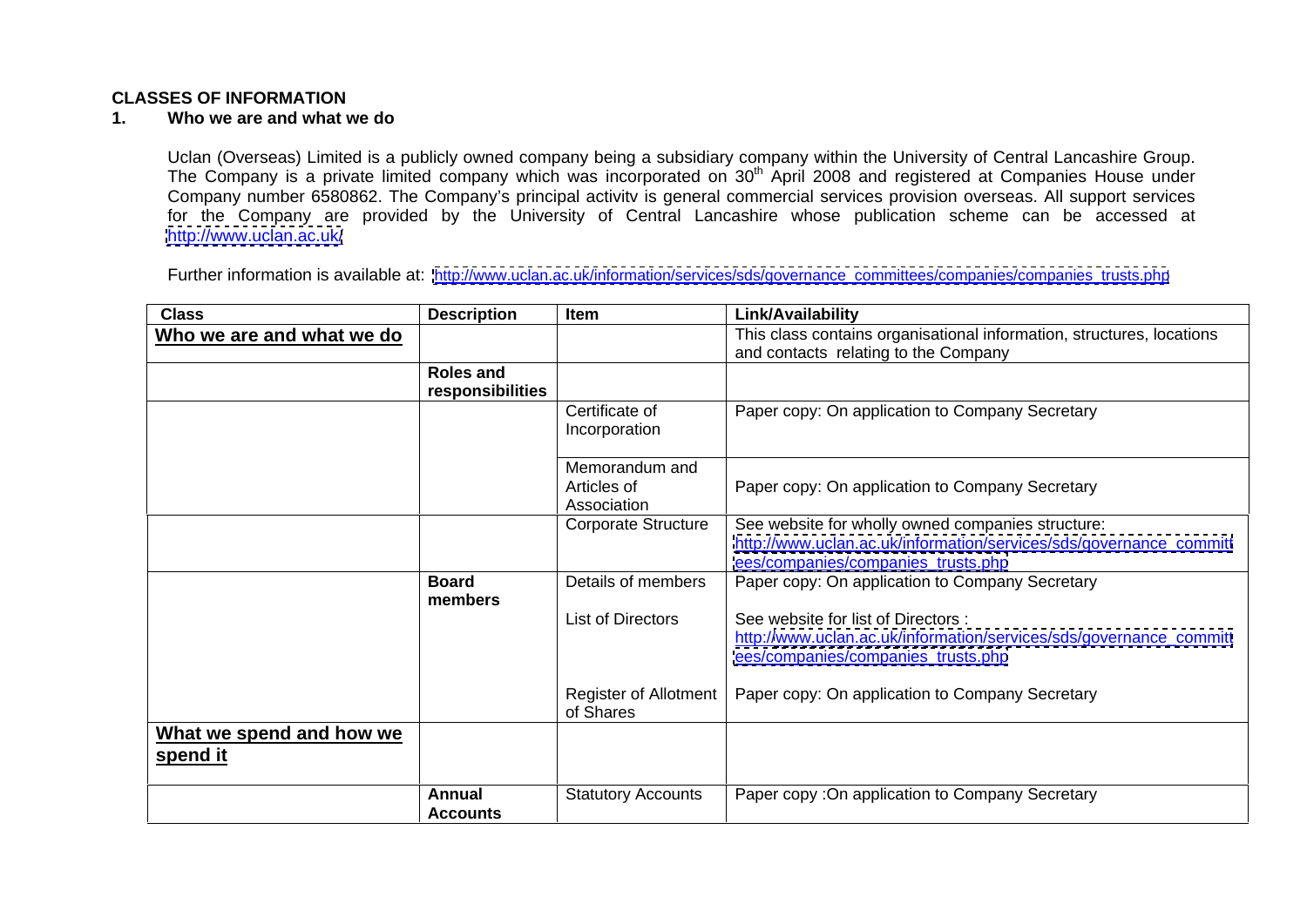## CLASSES OF INFORMATION

### 1. Who we are and what we do

Uclan (Overseas) Limited is a publicly owned company being a subsidiary company within the University of Central Lancashire Group. The Company is a private limited company which was incorporated on 30th April 2008 and registered at Companies House under Company number 6580862. The Company's principal activitv is general commercial services provision overseas. All support services for the Company are provided by the University of Central Lancashire whose publication scheme can be accessed at http://www.uclan.ac.uk/

Further information is available at: http://www.uclan.ac.uk/information/services/sds/governance_committees/companies/companies_trusts.php

| Class | Description | Item | Link/Availability |
|---|---|---|---|
| **Who we are and what we do** | | | This class contains organisational information, structures, locations and contacts relating to the Company |
| | **Roles and responsibilities** | | |
| | | Certificate of Incorporation | Paper copy: On application to Company Secretary |
| | | Memorandum and Articles of Association | Paper copy: On application to Company Secretary |
| | | Corporate Structure | See website for wholly owned companies structure: http://www.uclan.ac.uk/information/services/sds/governance_committees/companies/companies_trusts.php |
| | **Board members** | Details of members | Paper copy: On application to Company Secretary |
| | | List of Directors | See website for list of Directors : http://www.uclan.ac.uk/information/services/sds/governance_committees/companies/companies_trusts.php |
| | | Register of Allotment of Shares | Paper copy: On application to Company Secretary |
| **What we spend and how we spend it** | | | |
| | **Annual Accounts** | Statutory Accounts | Paper copy :On application to Company Secretary |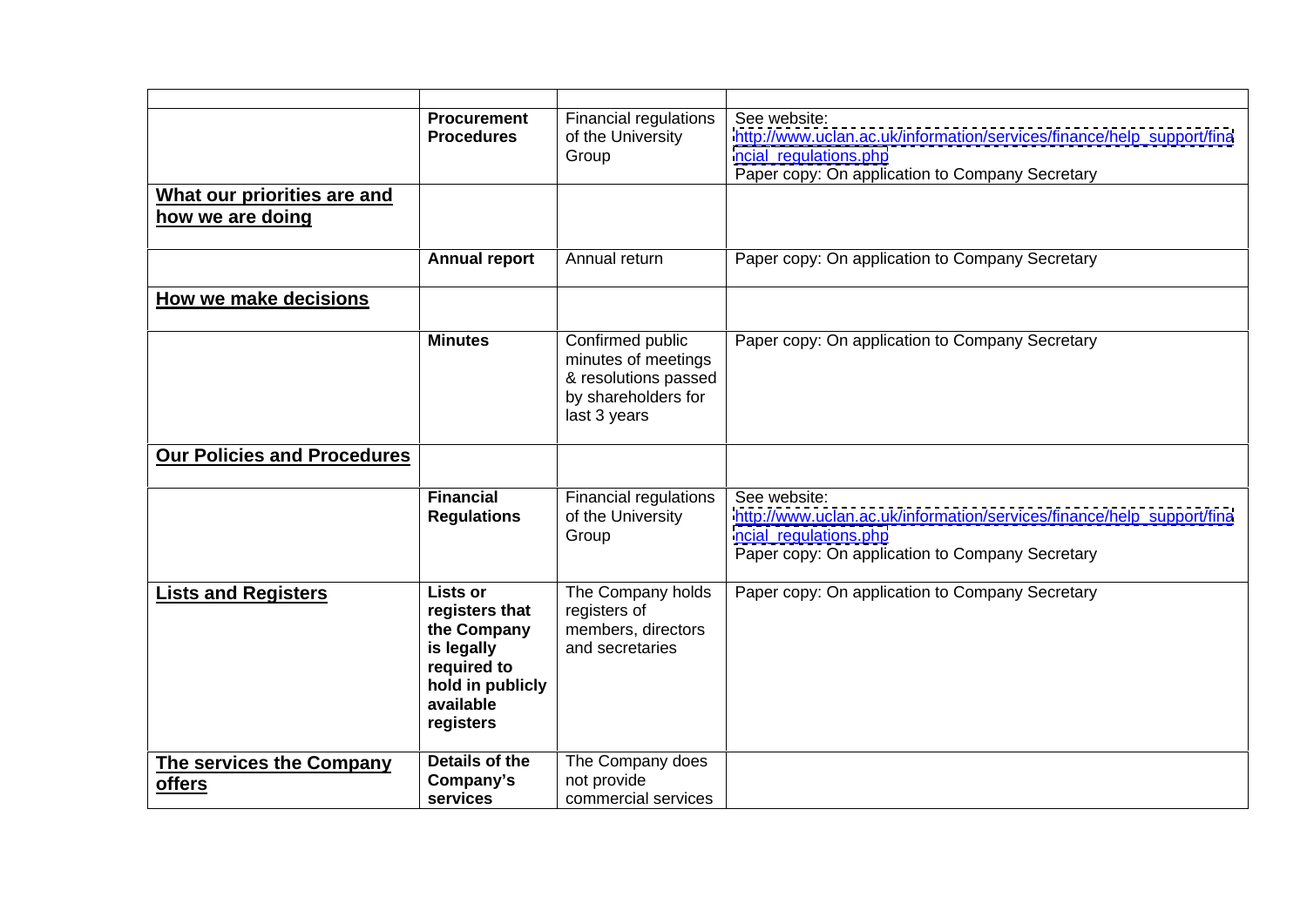| | | | |
|---|---|---|---|
| | **Procurement Procedures** | Financial regulations of the University Group | See website: http://www.uclan.ac.uk/information/services/finance/help_support/financial_regulations.php<br>Paper copy: On application to Company Secretary |
| **What our priorities are and how we are doing** | | | |
| | **Annual report** | Annual return | Paper copy: On application to Company Secretary |
| **How we make decisions** | | | |
| | **Minutes** | Confirmed public minutes of meetings & resolutions passed by shareholders for last 3 years | Paper copy: On application to Company Secretary |
| **Our Policies and Procedures** | | | |
| | **Financial Regulations** | Financial regulations of the University Group | See website: http://www.uclan.ac.uk/information/services/finance/help_support/financial_regulations.php<br>Paper copy: On application to Company Secretary |
| **Lists and Registers** | **Lists or registers that the Company is legally required to hold in publicly available registers** | The Company holds registers of members, directors and secretaries | Paper copy: On application to Company Secretary |
| **The services the Company offers** | **Details of the Company's services** | The Company does not provide commercial services | |